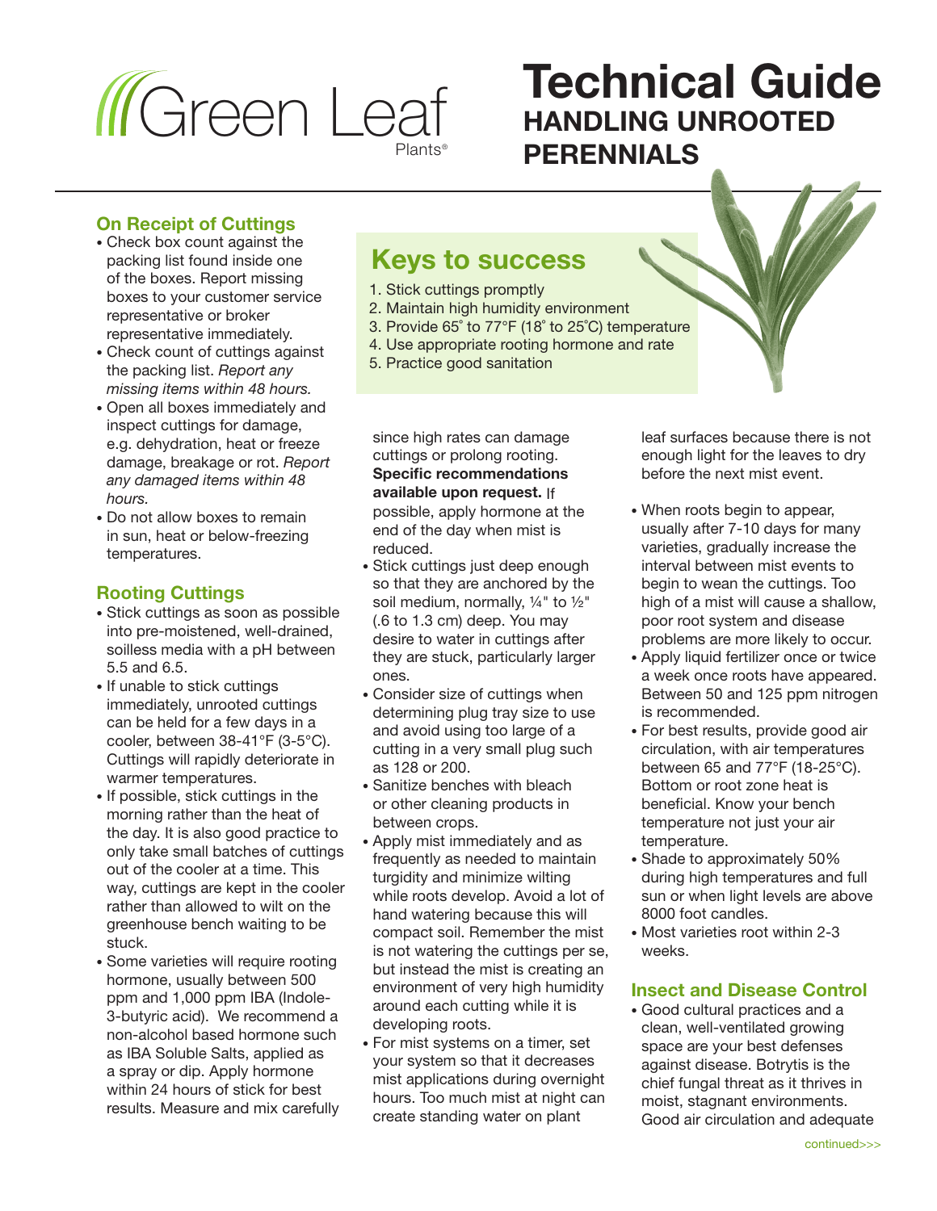Green Leaf Plants®

# Technical Guide
## HANDLING UNROOTED PERENNIALS

## Keys to success

1. Stick cuttings promptly
2. Maintain high humidity environment
3. Provide 65° to 77°F (18° to 25°C) temperature
4. Use appropriate rooting hormone and rate
5. Practice good sanitation

### On Receipt of Cuttings

- Check box count against the packing list found inside one of the boxes. Report missing boxes to your customer service representative or broker representative immediately.
- Check count of cuttings against the packing list. *Report any missing items within 48 hours.*
- Open all boxes immediately and inspect cuttings for damage, e.g. dehydration, heat or freeze damage, breakage or rot. *Report any damaged items within 48 hours.*
- Do not allow boxes to remain in sun, heat or below-freezing temperatures.

### Rooting Cuttings

- Stick cuttings as soon as possible into pre-moistened, well-drained, soilless media with a pH between 5.5 and 6.5.
- If unable to stick cuttings immediately, unrooted cuttings can be held for a few days in a cooler, between 38-41°F (3-5°C). Cuttings will rapidly deteriorate in warmer temperatures.
- If possible, stick cuttings in the morning rather than the heat of the day. It is also good practice to only take small batches of cuttings out of the cooler at a time. This way, cuttings are kept in the cooler rather than allowed to wilt on the greenhouse bench waiting to be stuck.
- Some varieties will require rooting hormone, usually between 500 ppm and 1,000 ppm IBA (Indole-3-butyric acid). We recommend a non-alcohol based hormone such as IBA Soluble Salts, applied as a spray or dip. Apply hormone within 24 hours of stick for best results. Measure and mix carefully since high rates can damage cuttings or prolong rooting. **Specific recommendations available upon request.** If possible, apply hormone at the end of the day when mist is reduced.
- Stick cuttings just deep enough so that they are anchored by the soil medium, normally, ¼" to ½" (.6 to 1.3 cm) deep. You may desire to water in cuttings after they are stuck, particularly larger ones.
- Consider size of cuttings when determining plug tray size to use and avoid using too large of a cutting in a very small plug such as 128 or 200.
- Sanitize benches with bleach or other cleaning products in between crops.
- Apply mist immediately and as frequently as needed to maintain turgidity and minimize wilting while roots develop. Avoid a lot of hand watering because this will compact soil. Remember the mist is not watering the cuttings per se, but instead the mist is creating an environment of very high humidity around each cutting while it is developing roots.
- For mist systems on a timer, set your system so that it decreases mist applications during overnight hours. Too much mist at night can create standing water on plant leaf surfaces because there is not enough light for the leaves to dry before the next mist event.
- When roots begin to appear, usually after 7-10 days for many varieties, gradually increase the interval between mist events to begin to wean the cuttings. Too high of a mist will cause a shallow, poor root system and disease problems are more likely to occur.
- Apply liquid fertilizer once or twice a week once roots have appeared. Between 50 and 125 ppm nitrogen is recommended.
- For best results, provide good air circulation, with air temperatures between 65 and 77°F (18-25°C). Bottom or root zone heat is beneficial. Know your bench temperature not just your air temperature.
- Shade to approximately 50% during high temperatures and full sun or when light levels are above 8000 foot candles.
- Most varieties root within 2-3 weeks.

### Insect and Disease Control

- Good cultural practices and a clean, well-ventilated growing space are your best defenses against disease. Botrytis is the chief fungal threat as it thrives in moist, stagnant environments. Good air circulation and adequate

continued>>>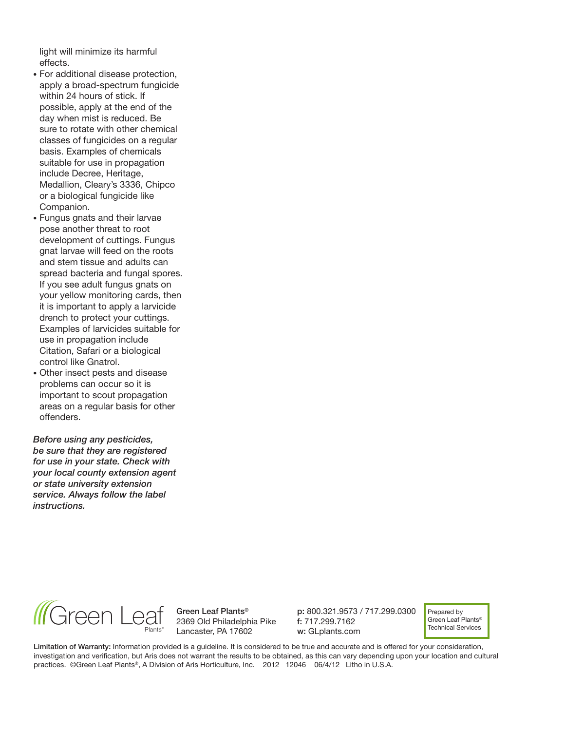light will minimize its harmful effects.

- For additional disease protection, apply a broad-spectrum fungicide within 24 hours of stick. If possible, apply at the end of the day when mist is reduced. Be sure to rotate with other chemical classes of fungicides on a regular basis. Examples of chemicals suitable for use in propagation include Decree, Heritage, Medallion, Cleary's 3336, Chipco or a biological fungicide like Companion.
- Fungus gnats and their larvae pose another threat to root development of cuttings. Fungus gnat larvae will feed on the roots and stem tissue and adults can spread bacteria and fungal spores. If you see adult fungus gnats on your yellow monitoring cards, then it is important to apply a larvicide drench to protect your cuttings. Examples of larvicides suitable for use in propagation include Citation, Safari or a biological control like Gnatrol.
- Other insect pests and disease problems can occur so it is important to scout propagation areas on a regular basis for other offenders.

***Before using any pesticides, be sure that they are registered for use in your state. Check with your local county extension agent or state university extension service. Always follow the label instructions.***

Green Leaf Plants®

**Green Leaf Plants®**
2369 Old Philadelphia Pike
Lancaster, PA 17602

**p:** 800.321.9573 / 717.299.0300
**f:** 717.299.7162
**w:** GLplants.com

Prepared by Green Leaf Plants® Technical Services

**Limitation of Warranty:** Information provided is a guideline. It is considered to be true and accurate and is offered for your consideration, investigation and verification, but Aris does not warrant the results to be obtained, as this can vary depending upon your location and cultural practices. ©Green Leaf Plants®, A Division of Aris Horticulture, Inc. 2012 12046 06/4/12 Litho in U.S.A.